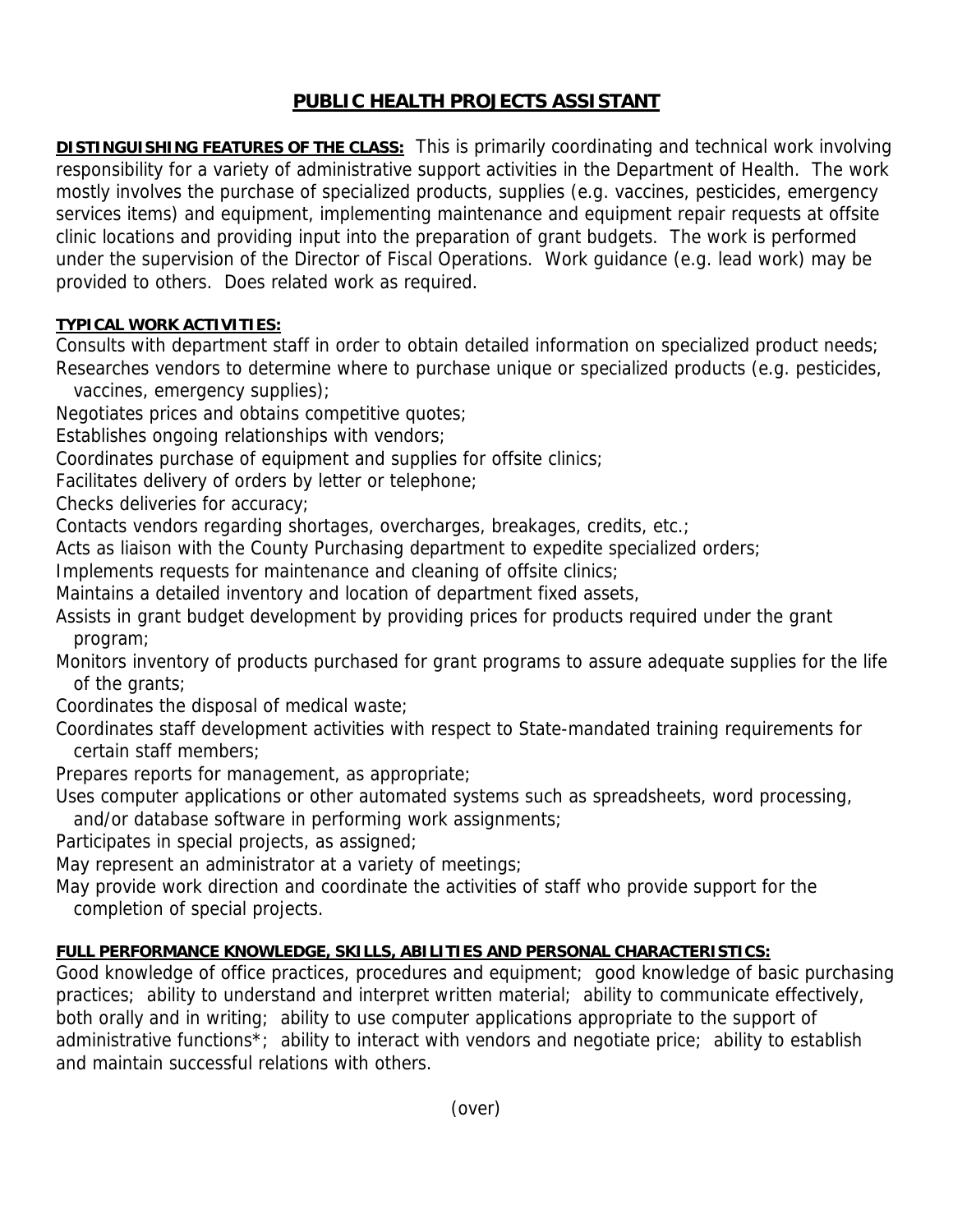# PUBLIC HEALTH PROJECTS ASSISTANT

**DISTINGUISHING FEATURES OF THE CLASS:** This is primarily coordinating and technical work involving responsibility for a variety of administrative support activities in the Department of Health. The work mostly involves the purchase of specialized products, supplies (e.g. vaccines, pesticides, emergency services items) and equipment, implementing maintenance and equipment repair requests at offsite clinic locations and providing input into the preparation of grant budgets. The work is performed under the supervision of the Director of Fiscal Operations. Work guidance (e.g. lead work) may be provided to others. Does related work as required.

**TYPICAL WORK ACTIVITIES:**

Consults with department staff in order to obtain detailed information on specialized product needs;
Researches vendors to determine where to purchase unique or specialized products (e.g. pesticides, vaccines, emergency supplies);
Negotiates prices and obtains competitive quotes;
Establishes ongoing relationships with vendors;
Coordinates purchase of equipment and supplies for offsite clinics;
Facilitates delivery of orders by letter or telephone;
Checks deliveries for accuracy;
Contacts vendors regarding shortages, overcharges, breakages, credits, etc.;
Acts as liaison with the County Purchasing department to expedite specialized orders;
Implements requests for maintenance and cleaning of offsite clinics;
Maintains a detailed inventory and location of department fixed assets,
Assists in grant budget development by providing prices for products required under the grant program;
Monitors inventory of products purchased for grant programs to assure adequate supplies for the life of the grants;
Coordinates the disposal of medical waste;
Coordinates staff development activities with respect to State-mandated training requirements for certain staff members;
Prepares reports for management, as appropriate;
Uses computer applications or other automated systems such as spreadsheets, word processing, and/or database software in performing work assignments;
Participates in special projects, as assigned;
May represent an administrator at a variety of meetings;
May provide work direction and coordinate the activities of staff who provide support for the completion of special projects.

**FULL PERFORMANCE KNOWLEDGE, SKILLS, ABILITIES AND PERSONAL CHARACTERISTICS:**
Good knowledge of office practices, procedures and equipment; good knowledge of basic purchasing practices; ability to understand and interpret written material; ability to communicate effectively, both orally and in writing; ability to use computer applications appropriate to the support of administrative functions*; ability to interact with vendors and negotiate price; ability to establish and maintain successful relations with others.

(over)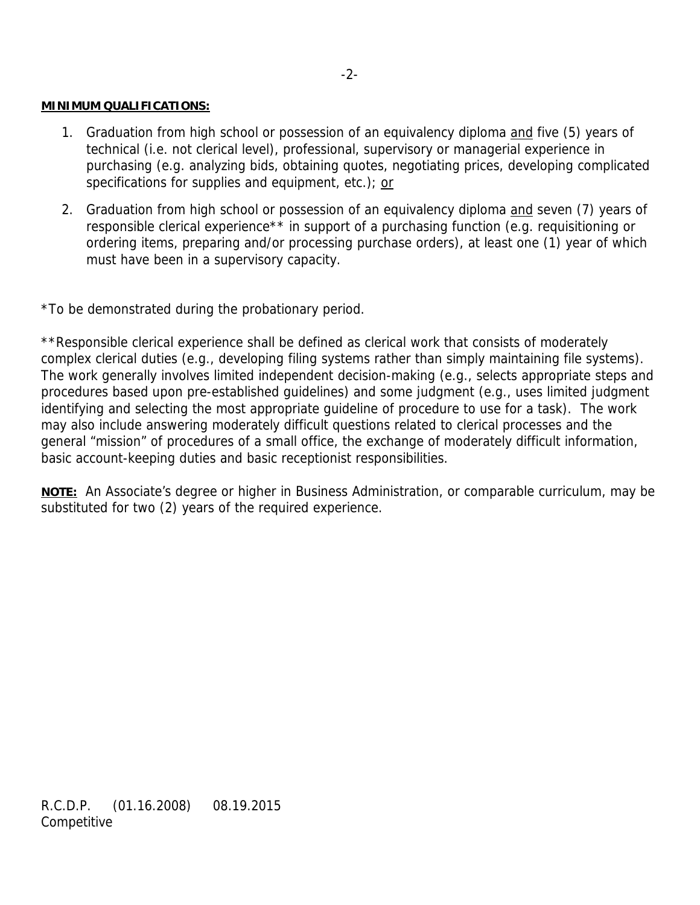**MINIMUM QUALIFICATIONS:**

1. Graduation from high school or possession of an equivalency diploma <u>and</u> five (5) years of technical (i.e. not clerical level), professional, supervisory or managerial experience in purchasing (e.g. analyzing bids, obtaining quotes, negotiating prices, developing complicated specifications for supplies and equipment, etc.); <u>or</u>

2. Graduation from high school or possession of an equivalency diploma <u>and</u> seven (7) years of responsible clerical experience** in support of a purchasing function (e.g. requisitioning or ordering items, preparing and/or processing purchase orders), at least one (1) year of which must have been in a supervisory capacity.

*To be demonstrated during the probationary period.

**Responsible clerical experience shall be defined as clerical work that consists of moderately complex clerical duties (e.g., developing filing systems rather than simply maintaining file systems). The work generally involves limited independent decision-making (e.g., selects appropriate steps and procedures based upon pre-established guidelines) and some judgment (e.g., uses limited judgment identifying and selecting the most appropriate guideline of procedure to use for a task). The work may also include answering moderately difficult questions related to clerical processes and the general "mission" of procedures of a small office, the exchange of moderately difficult information, basic account-keeping duties and basic receptionist responsibilities.

**NOTE:** An Associate's degree or higher in Business Administration, or comparable curriculum, may be substituted for two (2) years of the required experience.

R.C.D.P. (01.16.2008) 08.19.2015
Competitive